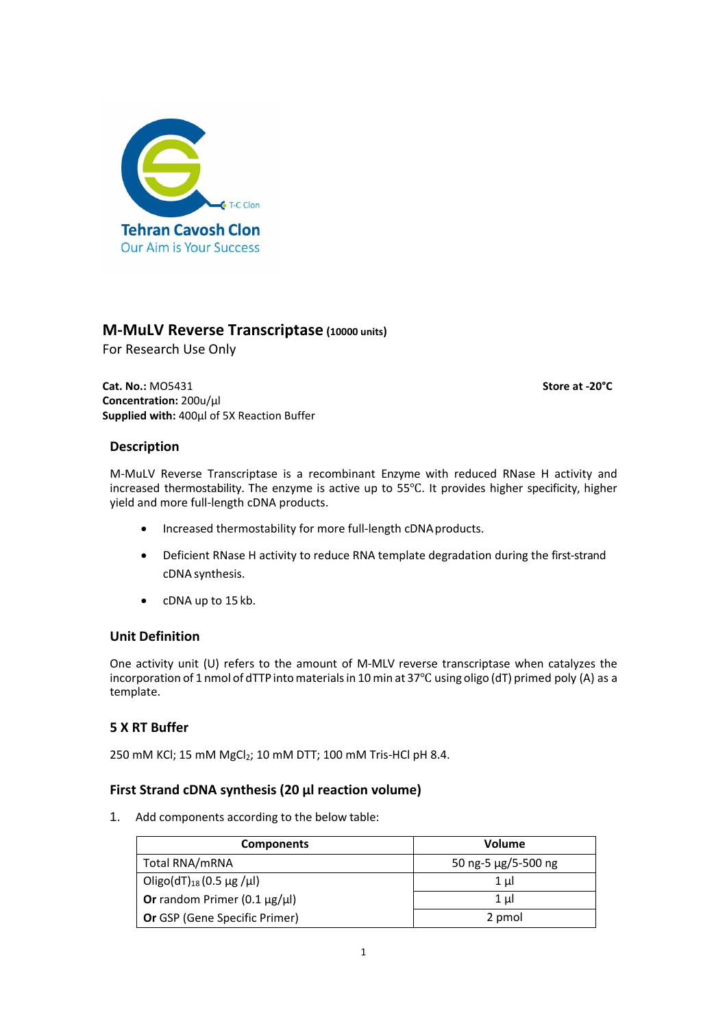Tehran Cavosh Clon
Our Aim is Your Success

## M-MuLV Reverse Transcriptase (10000 units)

For Research Use Only

**Cat. No.:** MO5431 **Store at -20°C**
**Concentration:** 200u/µl
**Supplied with:** 400µl of 5X Reaction Buffer

### Description

M-MuLV Reverse Transcriptase is a recombinant Enzyme with reduced RNase H activity and increased thermostability. The enzyme is active up to 55℃. It provides higher specificity, higher yield and more full-length cDNA products.

- Increased thermostability for more full-length cDNA products.
- Deficient RNase H activity to reduce RNA template degradation during the first-strand cDNA synthesis.
- cDNA up to 15 kb.

### Unit Definition

One activity unit (U) refers to the amount of M-MLV reverse transcriptase when catalyzes the incorporation of 1 nmol of dTTP into materials in 10 min at 37℃ using oligo (dT) primed poly (A) as a template.

### 5 X RT Buffer

250 mM KCl; 15 mM $MgCl_2$; 10 mM DTT; 100 mM Tris-HCl pH 8.4.

### First Strand cDNA synthesis (20 µl reaction volume)

1. Add components according to the below table:

| Components | Volume |
|---|---|
| Total RNA/mRNA | 50 ng-5 µg/5-500 ng |
| Oligo$(dT)_{18}$ (0.5 µg /µl) | 1 µl |
| **Or** random Primer (0.1 µg/µl) | 1 µl |
| **Or** GSP (Gene Specific Primer) | 2 pmol |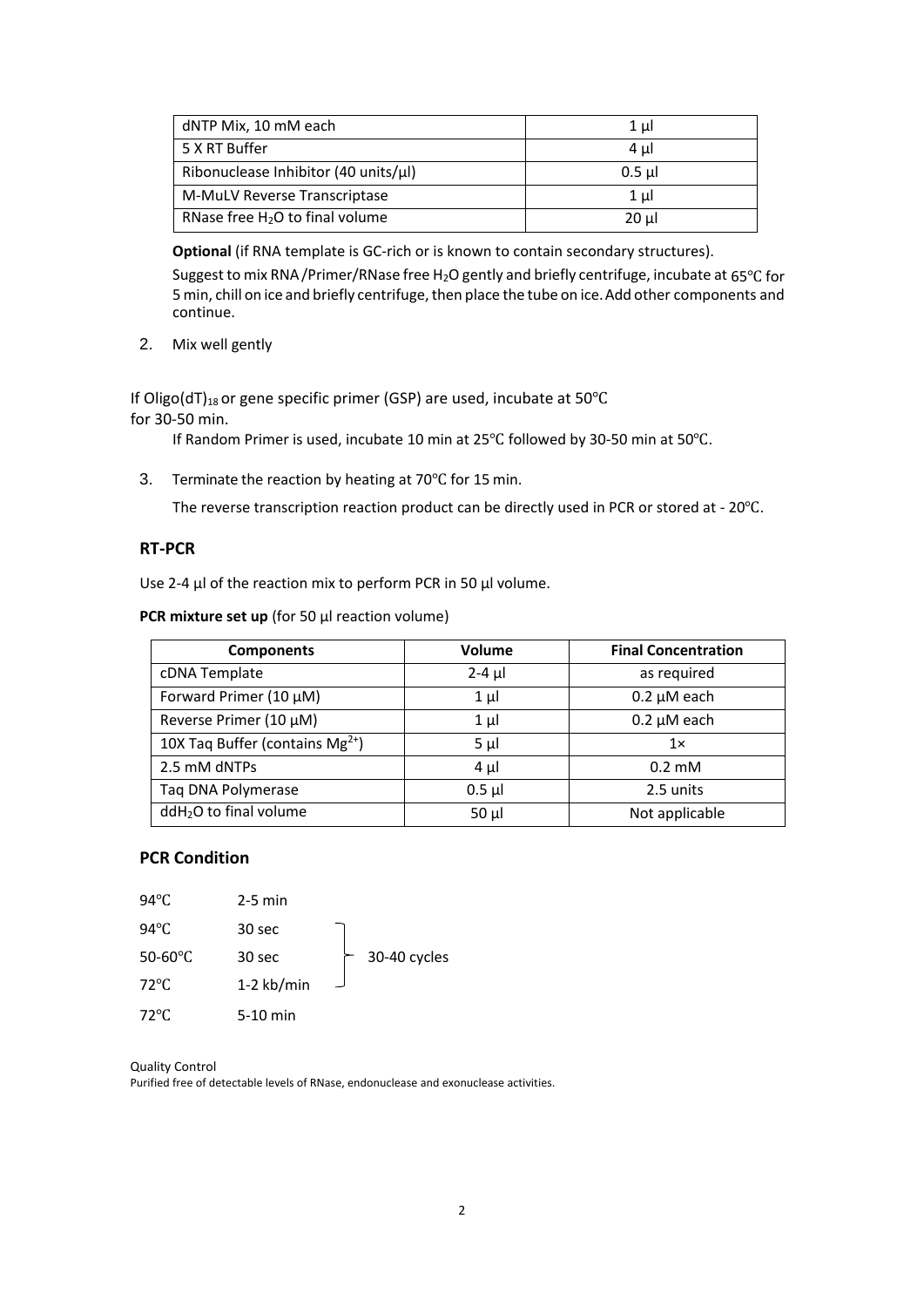| dNTP Mix, 10 mM each | 1 µl |
|---|---|
| 5 X RT Buffer | 4 µl |
| Ribonuclease Inhibitor (40 units/µl) | 0.5 µl |
| M-MuLV Reverse Transcriptase | 1 µl |
| RNase free $H_2O$ to final volume | 20 µl |

**Optional** (if RNA template is GC-rich or is known to contain secondary structures).

Suggest to mix RNA /Primer/RNase free $H_2O$ gently and briefly centrifuge, incubate at 65℃ for 5 min, chill on ice and briefly centrifuge, then place the tube on ice. Add other components and continue.

2. Mix well gently

If Oligo$(dT)_{18}$ or gene specific primer (GSP) are used, incubate at 50℃ for 30-50 min.

If Random Primer is used, incubate 10 min at 25℃ followed by 30-50 min at 50℃.

3. Terminate the reaction by heating at 70℃ for 15 min.

The reverse transcription reaction product can be directly used in PCR or stored at - 20℃.

## RT-PCR

Use 2-4 µl of the reaction mix to perform PCR in 50 µl volume.

**PCR mixture set up** (for 50 µl reaction volume)

| Components | Volume | Final Concentration |
|---|---|---|
| cDNA Template | 2-4 µl | as required |
| Forward Primer (10 µM) | 1 µl | 0.2 µM each |
| Reverse Primer (10 µM) | 1 µl | 0.2 µM each |
| 10X Taq Buffer (contains $Mg^{2+}$) | 5 µl | 1× |
| 2.5 mM dNTPs | 4 µl | 0.2 mM |
| Taq DNA Polymerase | 0.5 µl | 2.5 units |
| $ddH_2O$ to final volume | 50 µl | Not applicable |

## PCR Condition

| | | |
|---|---|---|
| 94℃ | 2-5 min | |
| 94℃ | 30 sec | 30-40 cycles |
| 50-60℃ | 30 sec | |
| 72℃ | 1-2 kb/min | |
| 72℃ | 5-10 min | |

Quality Control

Purified free of detectable levels of RNase, endonuclease and exonuclease activities.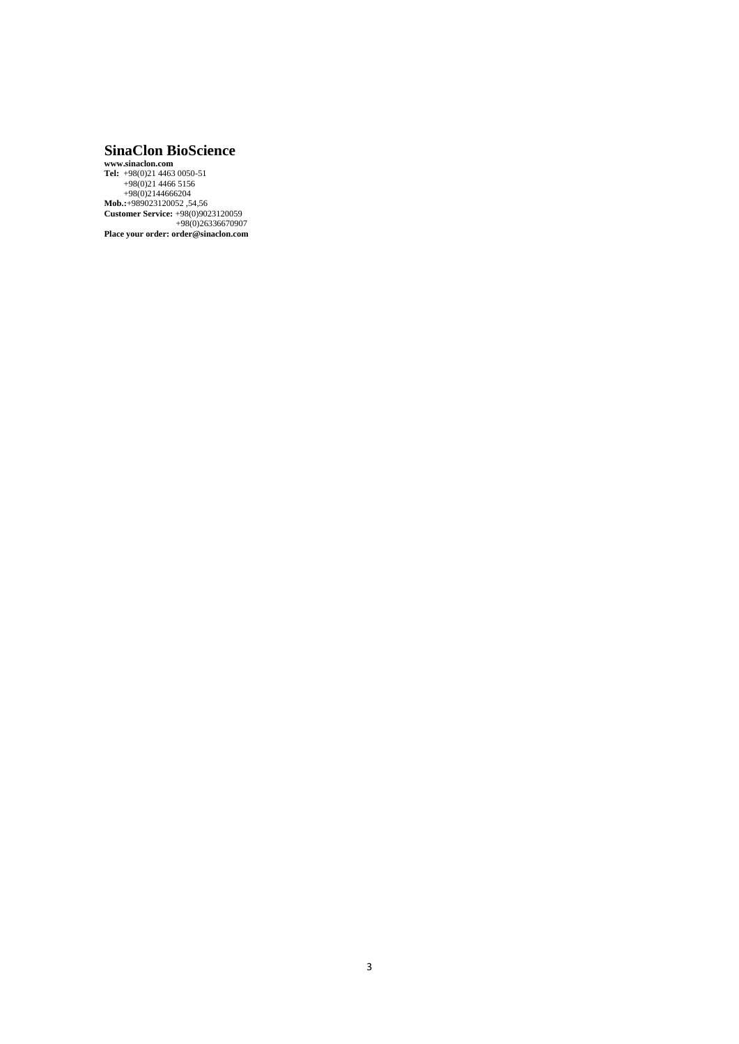## SinaClon BioScience

**www.sinaclon.com**
**Tel:** +98(0)21 4463 0050-51
+98(0)21 4466 5156
+98(0)2144666204
**Mob.:**+989023120052 ,54,56
**Customer Service:** +98(0)9023120059
+98(0)26336670907
**Place your order: order@sinaclon.com**